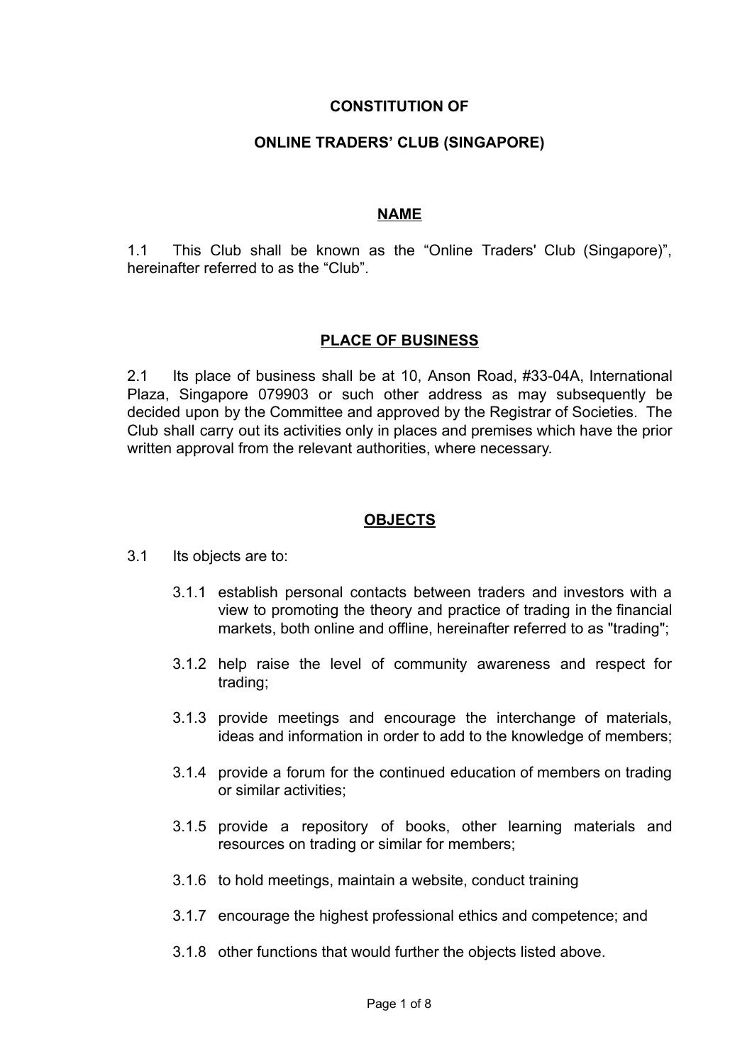# CONSTITUTION OF

# ONLINE TRADERS' CLUB (SINGAPORE)

## NAME

1.1 This Club shall be known as the "Online Traders' Club (Singapore)", hereinafter referred to as the "Club".

## PLACE OF BUSINESS

2.1 Its place of business shall be at 10, Anson Road, #33-04A, International Plaza, Singapore 079903 or such other address as may subsequently be decided upon by the Committee and approved by the Registrar of Societies. The Club shall carry out its activities only in places and premises which have the prior written approval from the relevant authorities, where necessary.

## OBJECTS

3.1 Its objects are to:

- 3.1.1 establish personal contacts between traders and investors with a view to promoting the theory and practice of trading in the financial markets, both online and offline, hereinafter referred to as "trading";
- 3.1.2 help raise the level of community awareness and respect for trading;
- 3.1.3 provide meetings and encourage the interchange of materials, ideas and information in order to add to the knowledge of members;
- 3.1.4 provide a forum for the continued education of members on trading or similar activities;
- 3.1.5 provide a repository of books, other learning materials and resources on trading or similar for members;
- 3.1.6 to hold meetings, maintain a website, conduct training
- 3.1.7 encourage the highest professional ethics and competence; and
- 3.1.8 other functions that would further the objects listed above.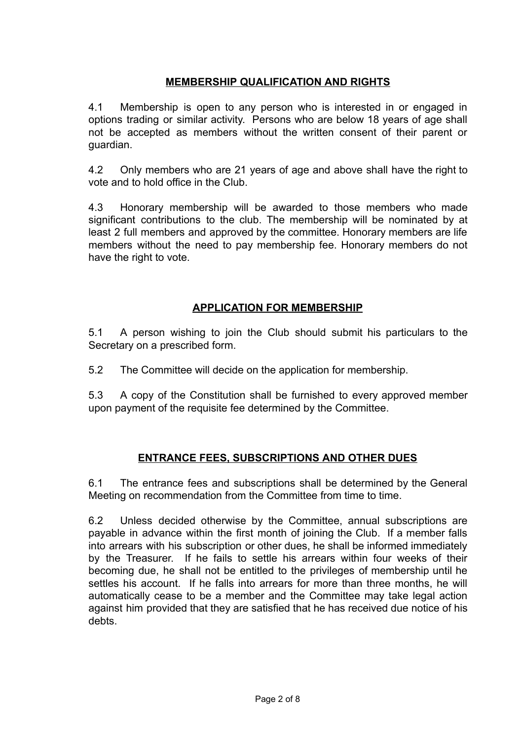## **MEMBERSHIP QUALIFICATION AND RIGHTS**

4.1 Membership is open to any person who is interested in or engaged in options trading or similar activity. Persons who are below 18 years of age shall not be accepted as members without the written consent of their parent or guardian.

4.2 Only members who are 21 years of age and above shall have the right to vote and to hold office in the Club.

4.3 Honorary membership will be awarded to those members who made significant contributions to the club. The membership will be nominated by at least 2 full members and approved by the committee. Honorary members are life members without the need to pay membership fee. Honorary members do not have the right to vote.

## **APPLICATION FOR MEMBERSHIP**

5.1 A person wishing to join the Club should submit his particulars to the Secretary on a prescribed form.

5.2 The Committee will decide on the application for membership.

5.3 A copy of the Constitution shall be furnished to every approved member upon payment of the requisite fee determined by the Committee.

## **ENTRANCE FEES, SUBSCRIPTIONS AND OTHER DUES**

6.1 The entrance fees and subscriptions shall be determined by the General Meeting on recommendation from the Committee from time to time.

6.2 Unless decided otherwise by the Committee, annual subscriptions are payable in advance within the first month of joining the Club. If a member falls into arrears with his subscription or other dues, he shall be informed immediately by the Treasurer. If he fails to settle his arrears within four weeks of their becoming due, he shall not be entitled to the privileges of membership until he settles his account. If he falls into arrears for more than three months, he will automatically cease to be a member and the Committee may take legal action against him provided that they are satisfied that he has received due notice of his debts.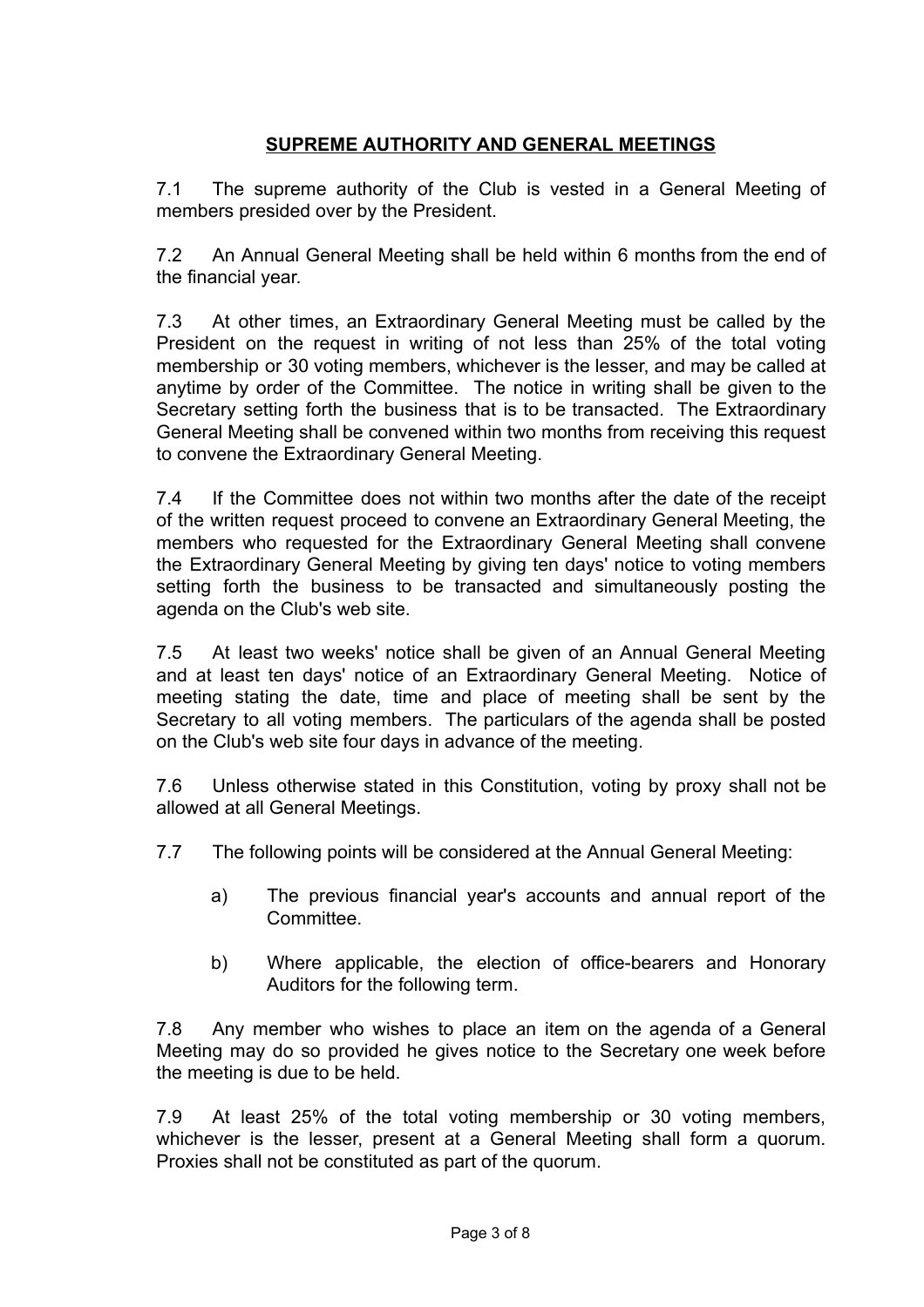## **SUPREME AUTHORITY AND GENERAL MEETINGS**

7.1 The supreme authority of the Club is vested in a General Meeting of members presided over by the President.

7.2 An Annual General Meeting shall be held within 6 months from the end of the financial year.

7.3 At other times, an Extraordinary General Meeting must be called by the President on the request in writing of not less than 25% of the total voting membership or 30 voting members, whichever is the lesser, and may be called at anytime by order of the Committee. The notice in writing shall be given to the Secretary setting forth the business that is to be transacted. The Extraordinary General Meeting shall be convened within two months from receiving this request to convene the Extraordinary General Meeting.

7.4 If the Committee does not within two months after the date of the receipt of the written request proceed to convene an Extraordinary General Meeting, the members who requested for the Extraordinary General Meeting shall convene the Extraordinary General Meeting by giving ten days' notice to voting members setting forth the business to be transacted and simultaneously posting the agenda on the Club's web site.

7.5 At least two weeks' notice shall be given of an Annual General Meeting and at least ten days' notice of an Extraordinary General Meeting. Notice of meeting stating the date, time and place of meeting shall be sent by the Secretary to all voting members. The particulars of the agenda shall be posted on the Club's web site four days in advance of the meeting.

7.6 Unless otherwise stated in this Constitution, voting by proxy shall not be allowed at all General Meetings.

7.7 The following points will be considered at the Annual General Meeting:

a) The previous financial year's accounts and annual report of the Committee.

b) Where applicable, the election of office-bearers and Honorary Auditors for the following term.

7.8 Any member who wishes to place an item on the agenda of a General Meeting may do so provided he gives notice to the Secretary one week before the meeting is due to be held.

7.9 At least 25% of the total voting membership or 30 voting members, whichever is the lesser, present at a General Meeting shall form a quorum. Proxies shall not be constituted as part of the quorum.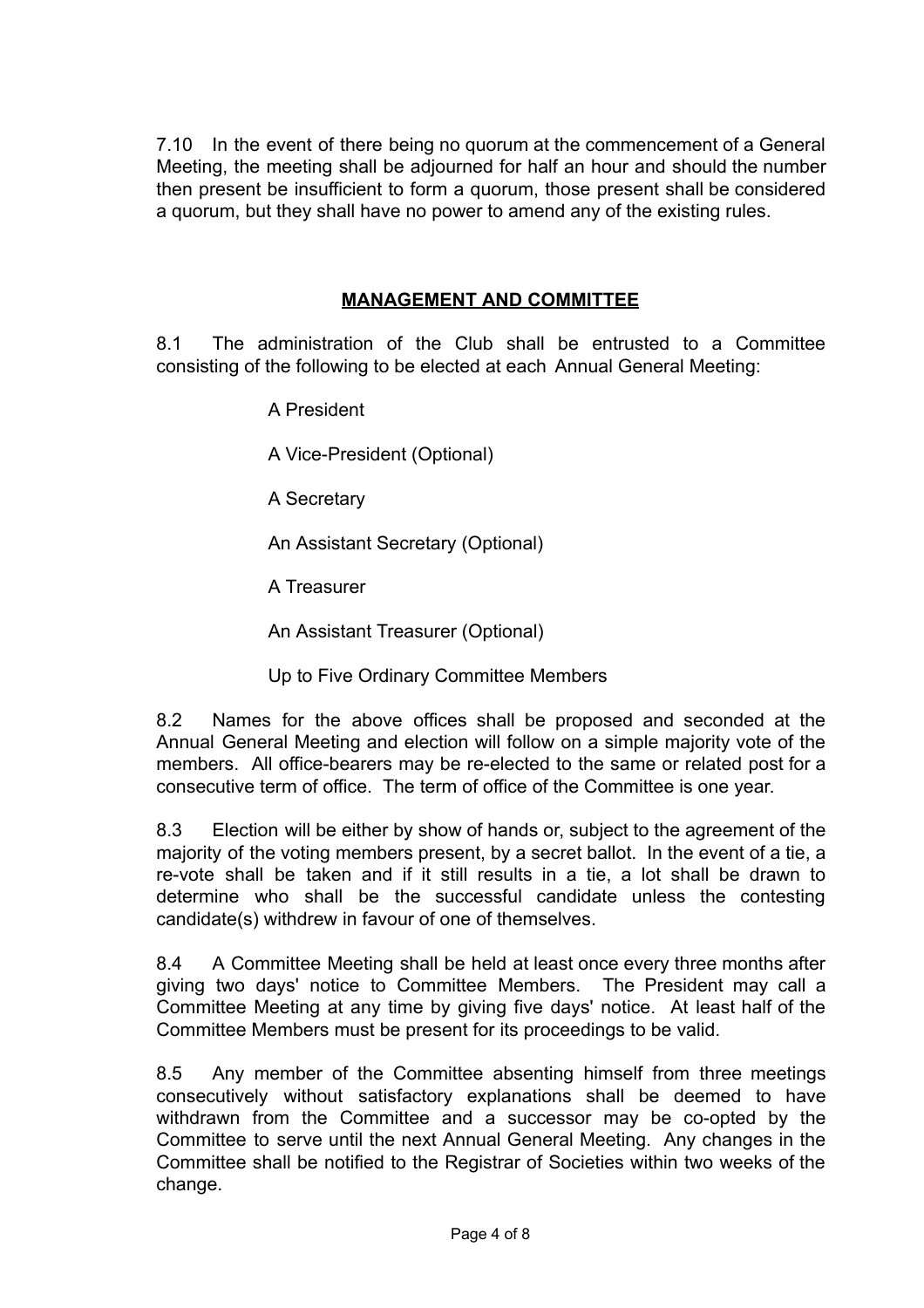7.10 In the event of there being no quorum at the commencement of a General Meeting, the meeting shall be adjourned for half an hour and should the number then present be insufficient to form a quorum, those present shall be considered a quorum, but they shall have no power to amend any of the existing rules.

## **MANAGEMENT AND COMMITTEE**

8.1 The administration of the Club shall be entrusted to a Committee consisting of the following to be elected at each Annual General Meeting:

A President

A Vice-President (Optional)

A Secretary

An Assistant Secretary (Optional)

A Treasurer

An Assistant Treasurer (Optional)

Up to Five Ordinary Committee Members

8.2 Names for the above offices shall be proposed and seconded at the Annual General Meeting and election will follow on a simple majority vote of the members. All office-bearers may be re-elected to the same or related post for a consecutive term of office. The term of office of the Committee is one year.

8.3 Election will be either by show of hands or, subject to the agreement of the majority of the voting members present, by a secret ballot. In the event of a tie, a re-vote shall be taken and if it still results in a tie, a lot shall be drawn to determine who shall be the successful candidate unless the contesting candidate(s) withdrew in favour of one of themselves.

8.4 A Committee Meeting shall be held at least once every three months after giving two days' notice to Committee Members. The President may call a Committee Meeting at any time by giving five days' notice. At least half of the Committee Members must be present for its proceedings to be valid.

8.5 Any member of the Committee absenting himself from three meetings consecutively without satisfactory explanations shall be deemed to have withdrawn from the Committee and a successor may be co-opted by the Committee to serve until the next Annual General Meeting. Any changes in the Committee shall be notified to the Registrar of Societies within two weeks of the change.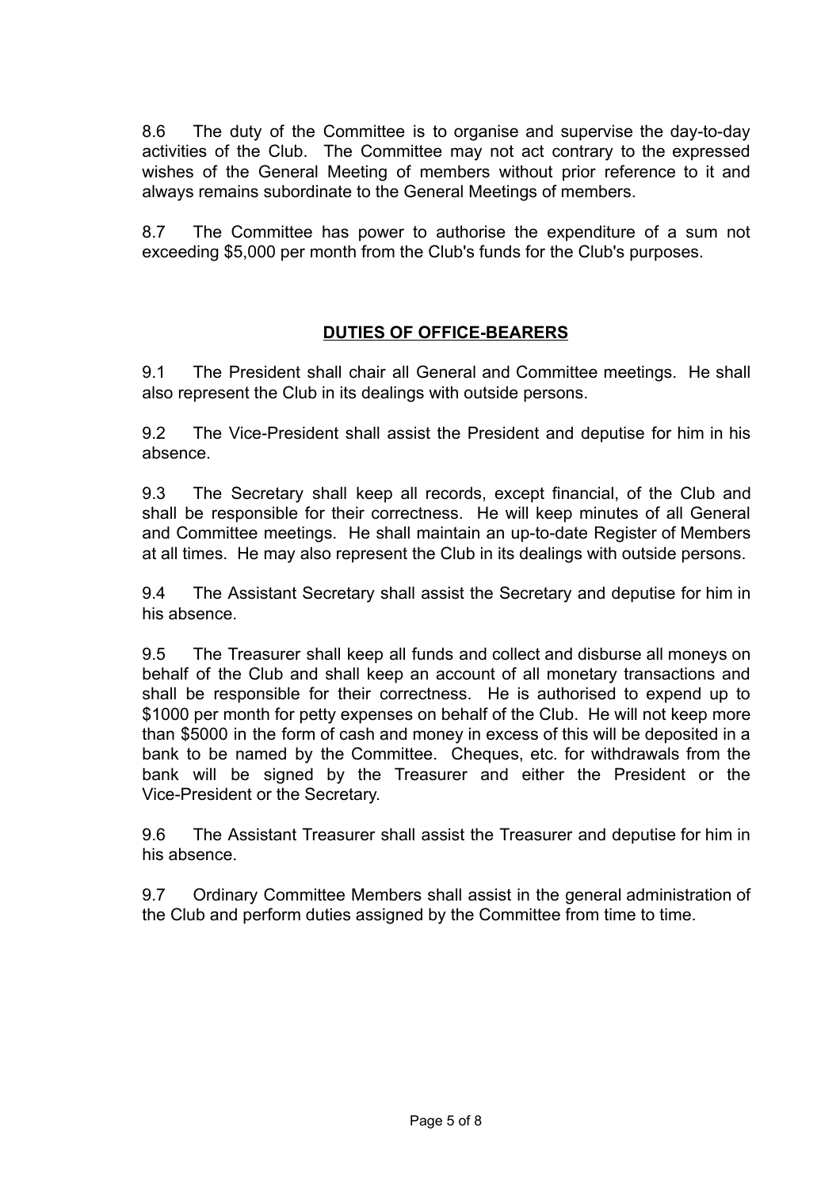8.6 The duty of the Committee is to organise and supervise the day-to-day activities of the Club. The Committee may not act contrary to the expressed wishes of the General Meeting of members without prior reference to it and always remains subordinate to the General Meetings of members.

8.7 The Committee has power to authorise the expenditure of a sum not exceeding $5,000 per month from the Club's funds for the Club's purposes.

## **DUTIES OF OFFICE-BEARERS**

9.1 The President shall chair all General and Committee meetings. He shall also represent the Club in its dealings with outside persons.

9.2 The Vice-President shall assist the President and deputise for him in his absence.

9.3 The Secretary shall keep all records, except financial, of the Club and shall be responsible for their correctness. He will keep minutes of all General and Committee meetings. He shall maintain an up-to-date Register of Members at all times. He may also represent the Club in its dealings with outside persons.

9.4 The Assistant Secretary shall assist the Secretary and deputise for him in his absence.

9.5 The Treasurer shall keep all funds and collect and disburse all moneys on behalf of the Club and shall keep an account of all monetary transactions and shall be responsible for their correctness. He is authorised to expend up to $1000 per month for petty expenses on behalf of the Club. He will not keep more than $5000 in the form of cash and money in excess of this will be deposited in a bank to be named by the Committee. Cheques, etc. for withdrawals from the bank will be signed by the Treasurer and either the President or the Vice-President or the Secretary.

9.6 The Assistant Treasurer shall assist the Treasurer and deputise for him in his absence.

9.7 Ordinary Committee Members shall assist in the general administration of the Club and perform duties assigned by the Committee from time to time.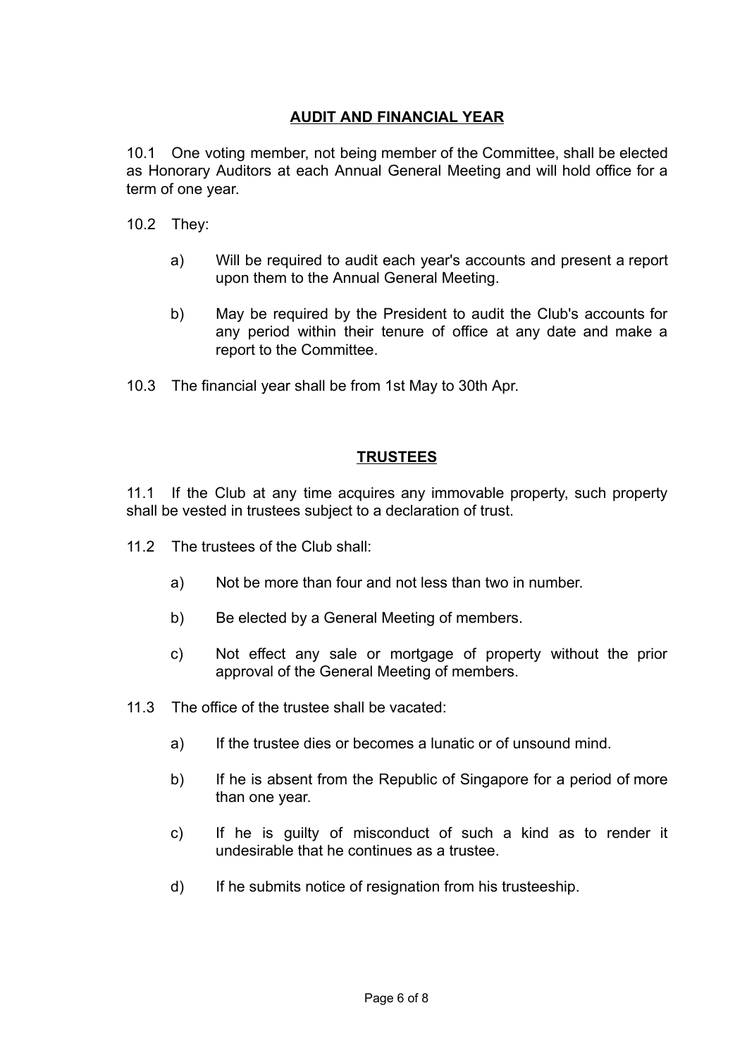## AUDIT AND FINANCIAL YEAR

10.1 One voting member, not being member of the Committee, shall be elected as Honorary Auditors at each Annual General Meeting and will hold office for a term of one year.

10.2 They:

a) Will be required to audit each year's accounts and present a report upon them to the Annual General Meeting.

b) May be required by the President to audit the Club's accounts for any period within their tenure of office at any date and make a report to the Committee.

10.3 The financial year shall be from 1st May to 30th Apr.

## TRUSTEES

11.1 If the Club at any time acquires any immovable property, such property shall be vested in trustees subject to a declaration of trust.

11.2 The trustees of the Club shall:

a) Not be more than four and not less than two in number.

b) Be elected by a General Meeting of members.

c) Not effect any sale or mortgage of property without the prior approval of the General Meeting of members.

11.3 The office of the trustee shall be vacated:

a) If the trustee dies or becomes a lunatic or of unsound mind.

b) If he is absent from the Republic of Singapore for a period of more than one year.

c) If he is guilty of misconduct of such a kind as to render it undesirable that he continues as a trustee.

d) If he submits notice of resignation from his trusteeship.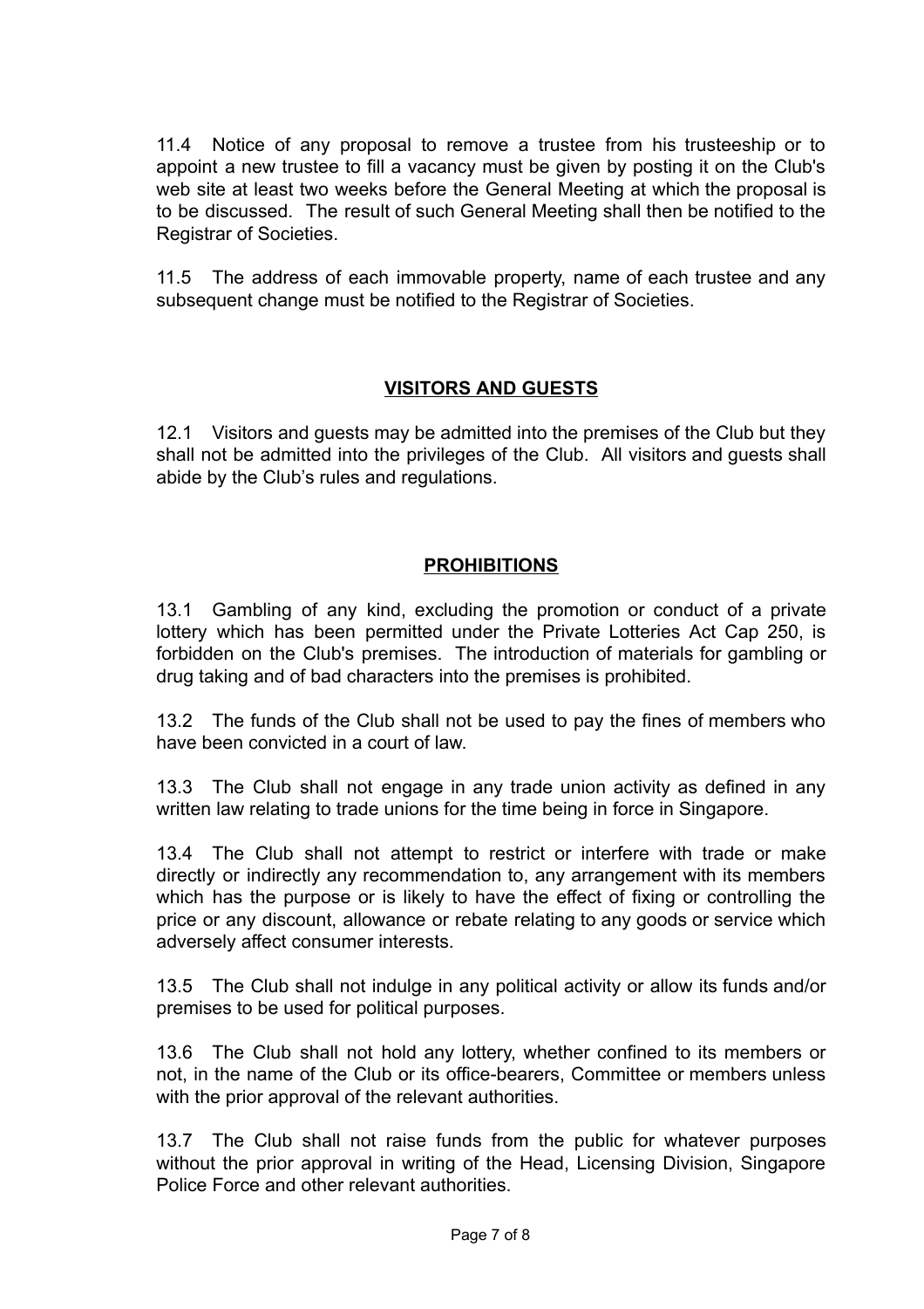11.4 Notice of any proposal to remove a trustee from his trusteeship or to appoint a new trustee to fill a vacancy must be given by posting it on the Club's web site at least two weeks before the General Meeting at which the proposal is to be discussed. The result of such General Meeting shall then be notified to the Registrar of Societies.

11.5 The address of each immovable property, name of each trustee and any subsequent change must be notified to the Registrar of Societies.

## **VISITORS AND GUESTS**

12.1 Visitors and guests may be admitted into the premises of the Club but they shall not be admitted into the privileges of the Club. All visitors and guests shall abide by the Club's rules and regulations.

## **PROHIBITIONS**

13.1 Gambling of any kind, excluding the promotion or conduct of a private lottery which has been permitted under the Private Lotteries Act Cap 250, is forbidden on the Club's premises. The introduction of materials for gambling or drug taking and of bad characters into the premises is prohibited.

13.2 The funds of the Club shall not be used to pay the fines of members who have been convicted in a court of law.

13.3 The Club shall not engage in any trade union activity as defined in any written law relating to trade unions for the time being in force in Singapore.

13.4 The Club shall not attempt to restrict or interfere with trade or make directly or indirectly any recommendation to, any arrangement with its members which has the purpose or is likely to have the effect of fixing or controlling the price or any discount, allowance or rebate relating to any goods or service which adversely affect consumer interests.

13.5 The Club shall not indulge in any political activity or allow its funds and/or premises to be used for political purposes.

13.6 The Club shall not hold any lottery, whether confined to its members or not, in the name of the Club or its office-bearers, Committee or members unless with the prior approval of the relevant authorities.

13.7 The Club shall not raise funds from the public for whatever purposes without the prior approval in writing of the Head, Licensing Division, Singapore Police Force and other relevant authorities.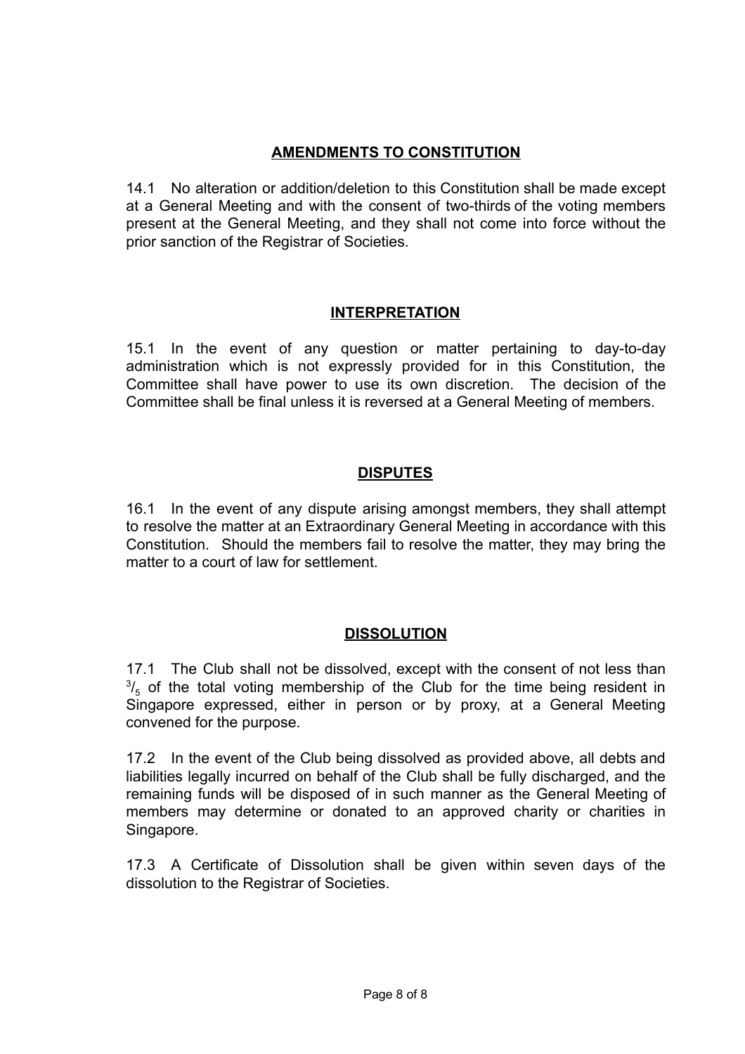## AMENDMENTS TO CONSTITUTION

14.1 No alteration or addition/deletion to this Constitution shall be made except at a General Meeting and with the consent of two-thirds of the voting members present at the General Meeting, and they shall not come into force without the prior sanction of the Registrar of Societies.

## INTERPRETATION

15.1 In the event of any question or matter pertaining to day-to-day administration which is not expressly provided for in this Constitution, the Committee shall have power to use its own discretion. The decision of the Committee shall be final unless it is reversed at a General Meeting of members.

## DISPUTES

16.1 In the event of any dispute arising amongst members, they shall attempt to resolve the matter at an Extraordinary General Meeting in accordance with this Constitution. Should the members fail to resolve the matter, they may bring the matter to a court of law for settlement.

## DISSOLUTION

17.1 The Club shall not be dissolved, except with the consent of not less than $^{3}/_{5}$ of the total voting membership of the Club for the time being resident in Singapore expressed, either in person or by proxy, at a General Meeting convened for the purpose.

17.2 In the event of the Club being dissolved as provided above, all debts and liabilities legally incurred on behalf of the Club shall be fully discharged, and the remaining funds will be disposed of in such manner as the General Meeting of members may determine or donated to an approved charity or charities in Singapore.

17.3 A Certificate of Dissolution shall be given within seven days of the dissolution to the Registrar of Societies.